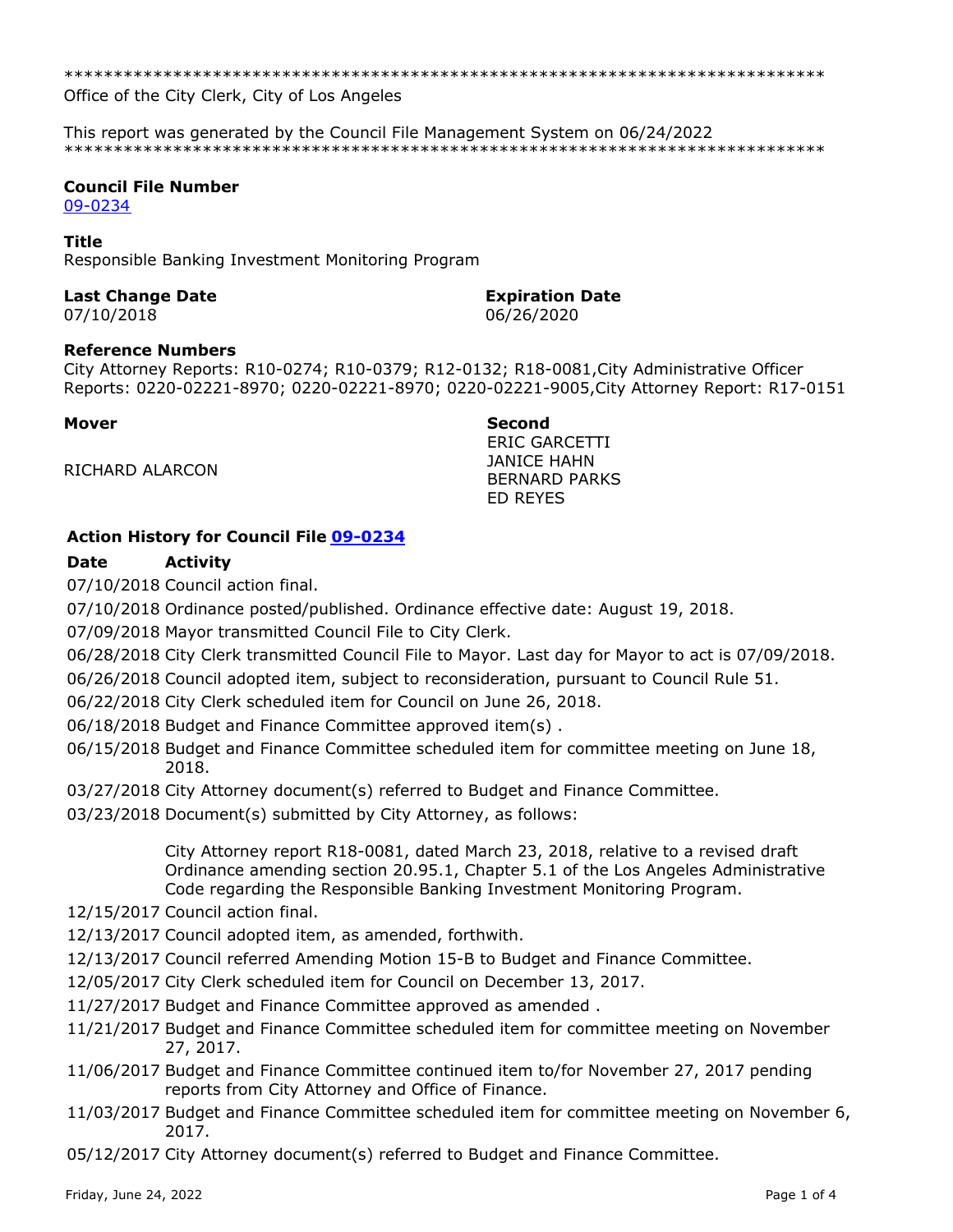******************************************************************************

Office of the City Clerk, City of Los Angeles

This report was generated by the Council File Management System on 06/24/2022

******************************************************************************

**Council File Number**
09-0234

**Title**
Responsible Banking Investment Monitoring Program

**Last Change Date**
07/10/2018

**Expiration Date**
06/26/2020

**Reference Numbers**
City Attorney Reports: R10-0274; R10-0379; R12-0132; R18-0081,City Administrative Officer Reports: 0220-02221-8970; 0220-02221-8970; 0220-02221-9005,City Attorney Report: R17-0151

**Mover**
RICHARD ALARCON

**Second**
ERIC GARCETTI
JANICE HAHN
BERNARD PARKS
ED REYES

### Action History for Council File 09-0234

| Date | Activity |
|---|---|
| 07/10/2018 | Council action final. |
| 07/10/2018 | Ordinance posted/published. Ordinance effective date: August 19, 2018. |
| 07/09/2018 | Mayor transmitted Council File to City Clerk. |
| 06/28/2018 | City Clerk transmitted Council File to Mayor. Last day for Mayor to act is 07/09/2018. |
| 06/26/2018 | Council adopted item, subject to reconsideration, pursuant to Council Rule 51. |
| 06/22/2018 | City Clerk scheduled item for Council on June 26, 2018. |
| 06/18/2018 | Budget and Finance Committee approved item(s) . |
| 06/15/2018 | Budget and Finance Committee scheduled item for committee meeting on June 18, 2018. |
| 03/27/2018 | City Attorney document(s) referred to Budget and Finance Committee. |
| 03/23/2018 | Document(s) submitted by City Attorney, as follows:<br><br>City Attorney report R18-0081, dated March 23, 2018, relative to a revised draft Ordinance amending section 20.95.1, Chapter 5.1 of the Los Angeles Administrative Code regarding the Responsible Banking Investment Monitoring Program. |
| 12/15/2017 | Council action final. |
| 12/13/2017 | Council adopted item, as amended, forthwith. |
| 12/13/2017 | Council referred Amending Motion 15-B to Budget and Finance Committee. |
| 12/05/2017 | City Clerk scheduled item for Council on December 13, 2017. |
| 11/27/2017 | Budget and Finance Committee approved as amended . |
| 11/21/2017 | Budget and Finance Committee scheduled item for committee meeting on November 27, 2017. |
| 11/06/2017 | Budget and Finance Committee continued item to/for November 27, 2017 pending reports from City Attorney and Office of Finance. |
| 11/03/2017 | Budget and Finance Committee scheduled item for committee meeting on November 6, 2017. |
| 05/12/2017 | City Attorney document(s) referred to Budget and Finance Committee. |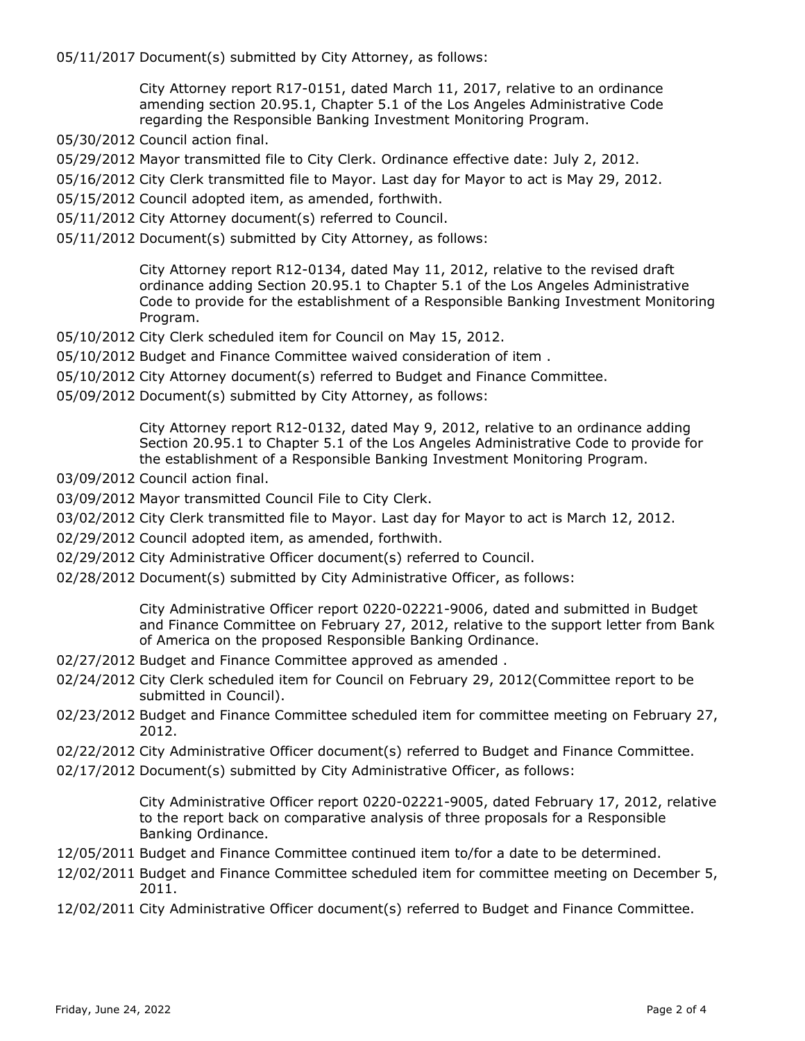05/11/2017 Document(s) submitted by City Attorney, as follows:

> City Attorney report R17-0151, dated March 11, 2017, relative to an ordinance amending section 20.95.1, Chapter 5.1 of the Los Angeles Administrative Code regarding the Responsible Banking Investment Monitoring Program.

05/30/2012 Council action final.

05/29/2012 Mayor transmitted file to City Clerk. Ordinance effective date: July 2, 2012.

05/16/2012 City Clerk transmitted file to Mayor. Last day for Mayor to act is May 29, 2012.

05/15/2012 Council adopted item, as amended, forthwith.

05/11/2012 City Attorney document(s) referred to Council.

05/11/2012 Document(s) submitted by City Attorney, as follows:

> City Attorney report R12-0134, dated May 11, 2012, relative to the revised draft ordinance adding Section 20.95.1 to Chapter 5.1 of the Los Angeles Administrative Code to provide for the establishment of a Responsible Banking Investment Monitoring Program.

05/10/2012 City Clerk scheduled item for Council on May 15, 2012.

05/10/2012 Budget and Finance Committee waived consideration of item .

05/10/2012 City Attorney document(s) referred to Budget and Finance Committee.

05/09/2012 Document(s) submitted by City Attorney, as follows:

> City Attorney report R12-0132, dated May 9, 2012, relative to an ordinance adding Section 20.95.1 to Chapter 5.1 of the Los Angeles Administrative Code to provide for the establishment of a Responsible Banking Investment Monitoring Program.

03/09/2012 Council action final.

03/09/2012 Mayor transmitted Council File to City Clerk.

03/02/2012 City Clerk transmitted file to Mayor. Last day for Mayor to act is March 12, 2012.

02/29/2012 Council adopted item, as amended, forthwith.

02/29/2012 City Administrative Officer document(s) referred to Council.

02/28/2012 Document(s) submitted by City Administrative Officer, as follows:

> City Administrative Officer report 0220-02221-9006, dated and submitted in Budget and Finance Committee on February 27, 2012, relative to the support letter from Bank of America on the proposed Responsible Banking Ordinance.

02/27/2012 Budget and Finance Committee approved as amended .

02/24/2012 City Clerk scheduled item for Council on February 29, 2012(Committee report to be submitted in Council).

02/23/2012 Budget and Finance Committee scheduled item for committee meeting on February 27, 2012.

02/22/2012 City Administrative Officer document(s) referred to Budget and Finance Committee.

02/17/2012 Document(s) submitted by City Administrative Officer, as follows:

> City Administrative Officer report 0220-02221-9005, dated February 17, 2012, relative to the report back on comparative analysis of three proposals for a Responsible Banking Ordinance.

12/05/2011 Budget and Finance Committee continued item to/for a date to be determined.

12/02/2011 Budget and Finance Committee scheduled item for committee meeting on December 5, 2011.

12/02/2011 City Administrative Officer document(s) referred to Budget and Finance Committee.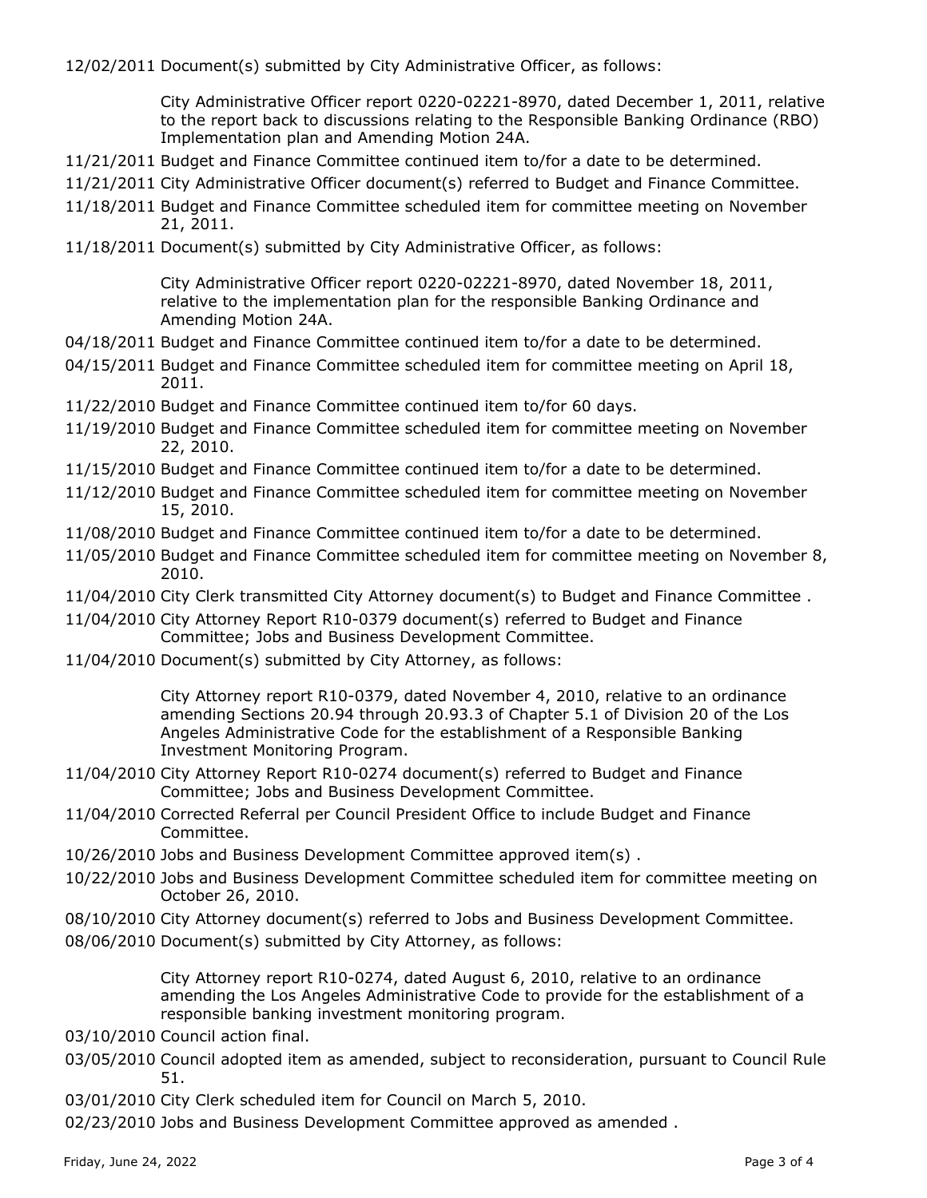12/02/2011 Document(s) submitted by City Administrative Officer, as follows:

City Administrative Officer report 0220-02221-8970, dated December 1, 2011, relative to the report back to discussions relating to the Responsible Banking Ordinance (RBO) Implementation plan and Amending Motion 24A.

11/21/2011 Budget and Finance Committee continued item to/for a date to be determined.

11/21/2011 City Administrative Officer document(s) referred to Budget and Finance Committee.

11/18/2011 Budget and Finance Committee scheduled item for committee meeting on November 21, 2011.

11/18/2011 Document(s) submitted by City Administrative Officer, as follows:

City Administrative Officer report 0220-02221-8970, dated November 18, 2011, relative to the implementation plan for the responsible Banking Ordinance and Amending Motion 24A.

04/18/2011 Budget and Finance Committee continued item to/for a date to be determined.

04/15/2011 Budget and Finance Committee scheduled item for committee meeting on April 18, 2011.

11/22/2010 Budget and Finance Committee continued item to/for 60 days.

11/19/2010 Budget and Finance Committee scheduled item for committee meeting on November 22, 2010.

11/15/2010 Budget and Finance Committee continued item to/for a date to be determined.

11/12/2010 Budget and Finance Committee scheduled item for committee meeting on November 15, 2010.

11/08/2010 Budget and Finance Committee continued item to/for a date to be determined.

11/05/2010 Budget and Finance Committee scheduled item for committee meeting on November 8, 2010.

11/04/2010 City Clerk transmitted City Attorney document(s) to Budget and Finance Committee .

11/04/2010 City Attorney Report R10-0379 document(s) referred to Budget and Finance Committee; Jobs and Business Development Committee.

11/04/2010 Document(s) submitted by City Attorney, as follows:

City Attorney report R10-0379, dated November 4, 2010, relative to an ordinance amending Sections 20.94 through 20.93.3 of Chapter 5.1 of Division 20 of the Los Angeles Administrative Code for the establishment of a Responsible Banking Investment Monitoring Program.

11/04/2010 City Attorney Report R10-0274 document(s) referred to Budget and Finance Committee; Jobs and Business Development Committee.

11/04/2010 Corrected Referral per Council President Office to include Budget and Finance Committee.

10/26/2010 Jobs and Business Development Committee approved item(s) .

10/22/2010 Jobs and Business Development Committee scheduled item for committee meeting on October 26, 2010.

08/10/2010 City Attorney document(s) referred to Jobs and Business Development Committee.

08/06/2010 Document(s) submitted by City Attorney, as follows:

City Attorney report R10-0274, dated August 6, 2010, relative to an ordinance amending the Los Angeles Administrative Code to provide for the establishment of a responsible banking investment monitoring program.

03/10/2010 Council action final.

03/05/2010 Council adopted item as amended, subject to reconsideration, pursuant to Council Rule 51.

03/01/2010 City Clerk scheduled item for Council on March 5, 2010.

02/23/2010 Jobs and Business Development Committee approved as amended .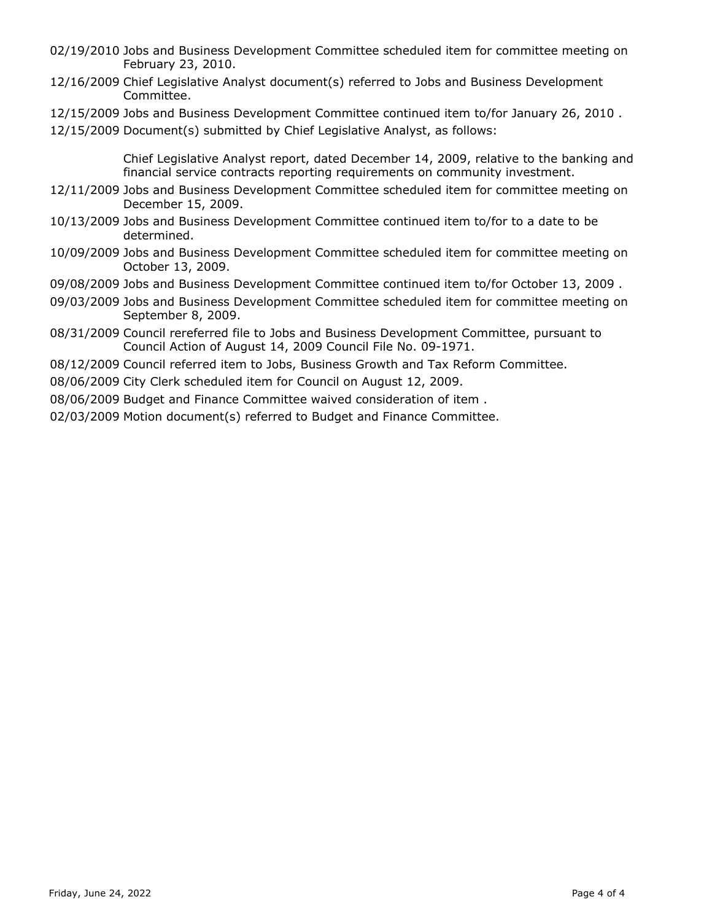02/19/2010 Jobs and Business Development Committee scheduled item for committee meeting on February 23, 2010.

12/16/2009 Chief Legislative Analyst document(s) referred to Jobs and Business Development Committee.

12/15/2009 Jobs and Business Development Committee continued item to/for January 26, 2010 .

12/15/2009 Document(s) submitted by Chief Legislative Analyst, as follows:

Chief Legislative Analyst report, dated December 14, 2009, relative to the banking and financial service contracts reporting requirements on community investment.

12/11/2009 Jobs and Business Development Committee scheduled item for committee meeting on December 15, 2009.

10/13/2009 Jobs and Business Development Committee continued item to/for to a date to be determined.

10/09/2009 Jobs and Business Development Committee scheduled item for committee meeting on October 13, 2009.

09/08/2009 Jobs and Business Development Committee continued item to/for October 13, 2009 .

09/03/2009 Jobs and Business Development Committee scheduled item for committee meeting on September 8, 2009.

08/31/2009 Council rereferred file to Jobs and Business Development Committee, pursuant to Council Action of August 14, 2009 Council File No. 09-1971.

08/12/2009 Council referred item to Jobs, Business Growth and Tax Reform Committee.

08/06/2009 City Clerk scheduled item for Council on August 12, 2009.

08/06/2009 Budget and Finance Committee waived consideration of item .

02/03/2009 Motion document(s) referred to Budget and Finance Committee.